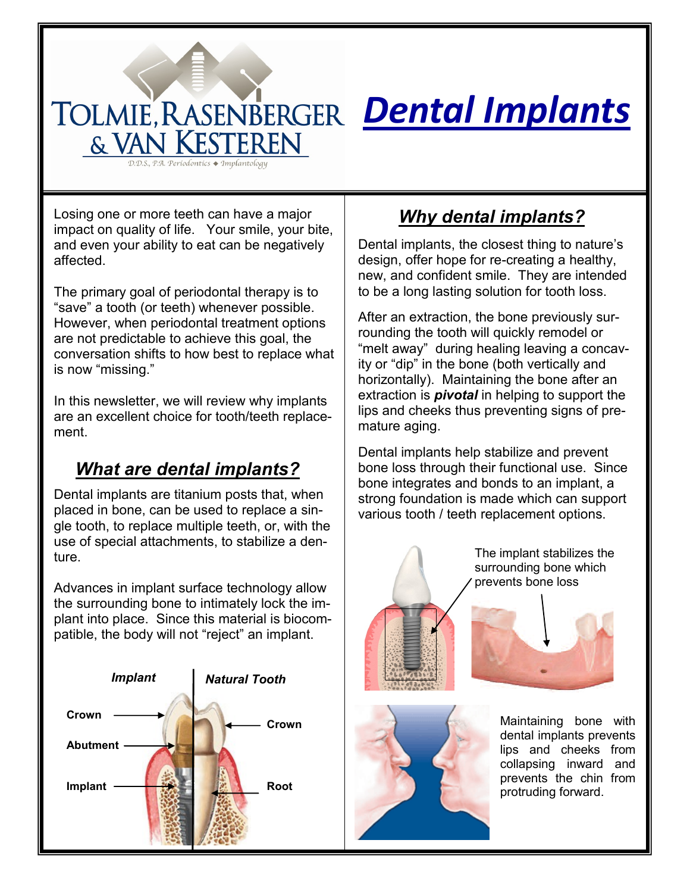# Tolmie, Rasenberger & Van Kesteren

D.D.S., P.A. Periodontics ◆ Implantology

# Dental Implants

Losing one or more teeth can have a major impact on quality of life. Your smile, your bite, and even your ability to eat can be negatively affected.

The primary goal of periodontal therapy is to "save" a tooth (or teeth) whenever possible. However, when periodontal treatment options are not predictable to achieve this goal, the conversation shifts to how best to replace what is now "missing."

In this newsletter, we will review why implants are an excellent choice for tooth/teeth replacement.

## *What are dental implants?*

Dental implants are titanium posts that, when placed in bone, can be used to replace a single tooth, to replace multiple teeth, or, with the use of special attachments, to stabilize a denture.

Advances in implant surface technology allow the surrounding bone to intimately lock the implant into place. Since this material is biocompatible, the body will not "reject" an implant.

*Implant* | *Natural Tooth*

Crown — Crown

Abutment

Implant — Root

## *Why dental implants?*

Dental implants, the closest thing to nature's design, offer hope for re-creating a healthy, new, and confident smile. They are intended to be a long lasting solution for tooth loss.

After an extraction, the bone previously surrounding the tooth will quickly remodel or "melt away" during healing leaving a concavity or "dip" in the bone (both vertically and horizontally). Maintaining the bone after an extraction is ***pivotal*** in helping to support the lips and cheeks thus preventing signs of premature aging.

Dental implants help stabilize and prevent bone loss through their functional use. Since bone integrates and bonds to an implant, a strong foundation is made which can support various tooth / teeth replacement options.

The implant stabilizes the surrounding bone which prevents bone loss

Maintaining bone with dental implants prevents lips and cheeks from collapsing inward and prevents the chin from protruding forward.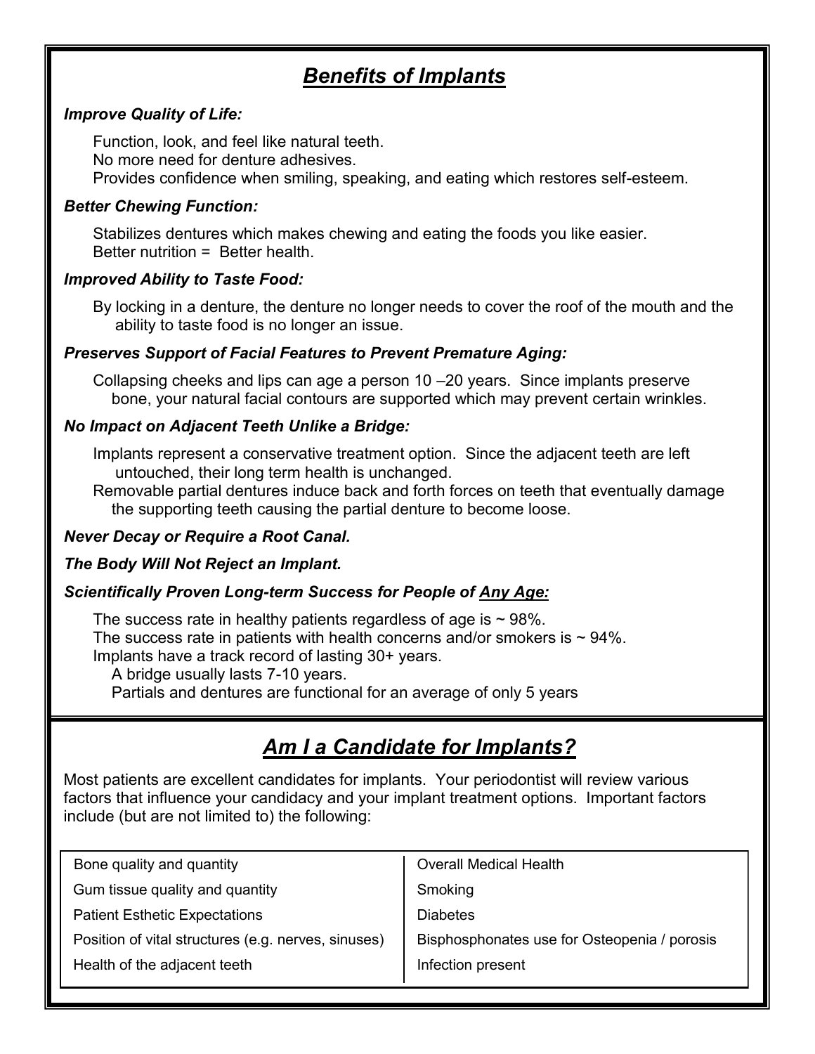## ***Benefits of Implants***

***Improve Quality of Life:***

Function, look, and feel like natural teeth.
No more need for denture adhesives.
Provides confidence when smiling, speaking, and eating which restores self-esteem.

***Better Chewing Function:***

Stabilizes dentures which makes chewing and eating the foods you like easier.
Better nutrition = Better health.

***Improved Ability to Taste Food:***

By locking in a denture, the denture no longer needs to cover the roof of the mouth and the ability to taste food is no longer an issue.

***Preserves Support of Facial Features to Prevent Premature Aging:***

Collapsing cheeks and lips can age a person 10 –20 years. Since implants preserve bone, your natural facial contours are supported which may prevent certain wrinkles.

***No Impact on Adjacent Teeth Unlike a Bridge:***

Implants represent a conservative treatment option. Since the adjacent teeth are left untouched, their long term health is unchanged.
Removable partial dentures induce back and forth forces on teeth that eventually damage the supporting teeth causing the partial denture to become loose.

***Never Decay or Require a Root Canal.***

***The Body Will Not Reject an Implant.***

***Scientifically Proven Long-term Success for People of <u>Any Age:</u>***

The success rate in healthy patients regardless of age is ~ 98%.
The success rate in patients with health concerns and/or smokers is ~ 94%.
Implants have a track record of lasting 30+ years.
- A bridge usually lasts 7-10 years.
- Partials and dentures are functional for an average of only 5 years

## ***Am I a Candidate for Implants?***

Most patients are excellent candidates for implants. Your periodontist will review various factors that influence your candidacy and your implant treatment options. Important factors include (but are not limited to) the following:

| | |
|---|---|
| Bone quality and quantity | Overall Medical Health |
| Gum tissue quality and quantity | Smoking |
| Patient Esthetic Expectations | Diabetes |
| Position of vital structures (e.g. nerves, sinuses) | Bisphosphonates use for Osteopenia / porosis |
| Health of the adjacent teeth | Infection present |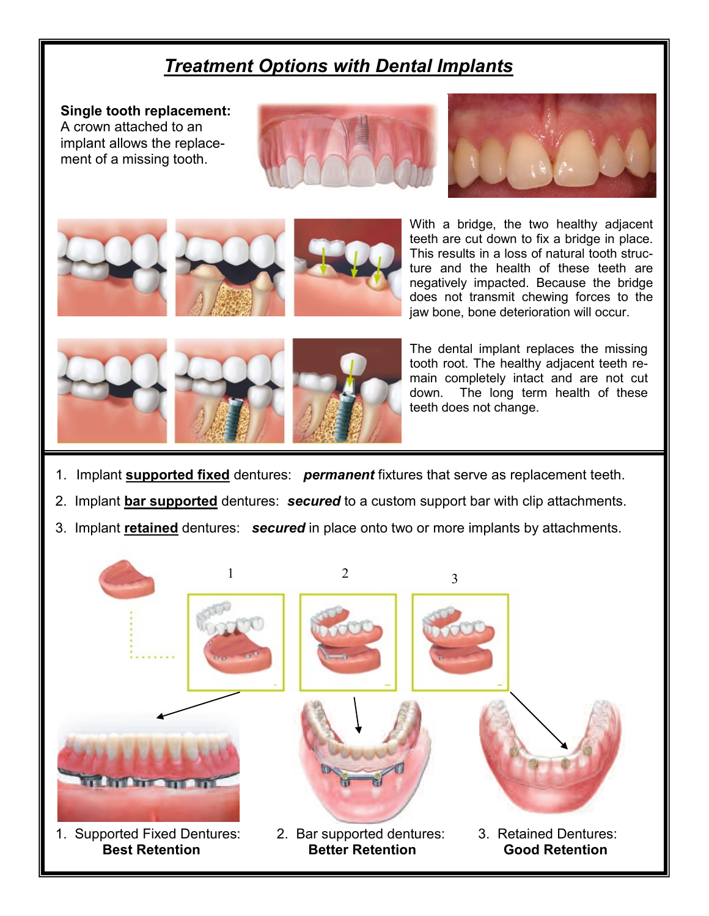# *Treatment Options with Dental Implants*

**Single tooth replacement:**
A crown attached to an implant allows the replacement of a missing tooth.

With a bridge, the two healthy adjacent teeth are cut down to fix a bridge in place. This results in a loss of natural tooth structure and the health of these teeth are negatively impacted. Because the bridge does not transmit chewing forces to the jaw bone, bone deterioration will occur.

The dental implant replaces the missing tooth root. The healthy adjacent teeth remain completely intact and are not cut down. The long term health of these teeth does not change.

1. Implant **supported fixed** dentures: ***permanent*** fixtures that serve as replacement teeth.
2. Implant **bar supported** dentures: ***secured*** to a custom support bar with clip attachments.
3. Implant **retained** dentures: ***secured*** in place onto two or more implants by attachments.

1. Supported Fixed Dentures: **Best Retention**

2. Bar supported dentures: **Better Retention**

3. Retained Dentures: **Good Retention**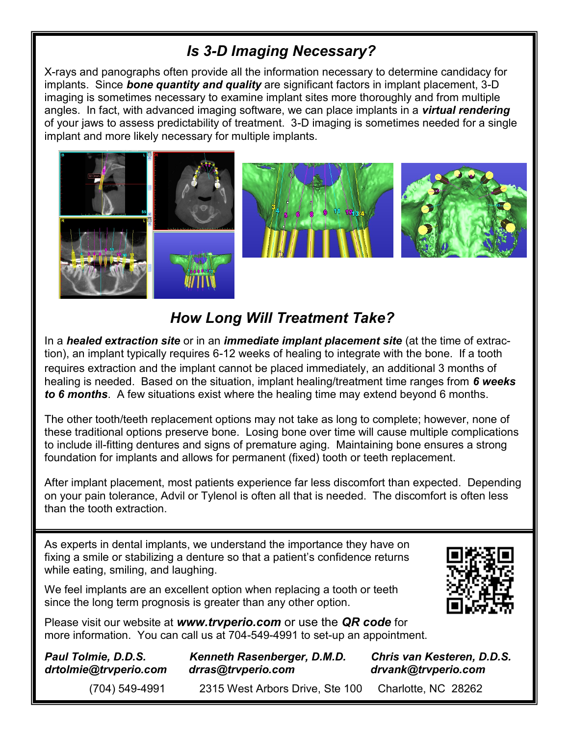## *Is 3-D Imaging Necessary?*

X-rays and panographs often provide all the information necessary to determine candidacy for implants. Since ***bone quantity and quality*** are significant factors in implant placement, 3-D imaging is sometimes necessary to examine implant sites more thoroughly and from multiple angles. In fact, with advanced imaging software, we can place implants in a ***virtual rendering*** of your jaws to assess predictability of treatment. 3-D imaging is sometimes needed for a single implant and more likely necessary for multiple implants.

## *How Long Will Treatment Take?*

In a ***healed extraction site*** or in an ***immediate implant placement site*** (at the time of extraction), an implant typically requires 6-12 weeks of healing to integrate with the bone. If a tooth requires extraction and the implant cannot be placed immediately, an additional 3 months of healing is needed. Based on the situation, implant healing/treatment time ranges from ***6 weeks to 6 months***. A few situations exist where the healing time may extend beyond 6 months.

The other tooth/teeth replacement options may not take as long to complete; however, none of these traditional options preserve bone. Losing bone over time will cause multiple complications to include ill-fitting dentures and signs of premature aging. Maintaining bone ensures a strong foundation for implants and allows for permanent (fixed) tooth or teeth replacement.

After implant placement, most patients experience far less discomfort than expected. Depending on your pain tolerance, Advil or Tylenol is often all that is needed. The discomfort is often less than the tooth extraction.

---

As experts in dental implants, we understand the importance they have on fixing a smile or stabilizing a denture so that a patient's confidence returns while eating, smiling, and laughing.

We feel implants are an excellent option when replacing a tooth or teeth since the long term prognosis is greater than any other option.

Please visit our website at ***www.trvperio.com*** or use the ***QR code*** for more information. You can call us at 704-549-4991 to set-up an appointment.

***Paul Tolmie, D.D.S.***
***drtolmie@trvperio.com***

***Kenneth Rasenberger, D.M.D.***
***drras@trvperio.com***

***Chris van Kesteren, D.D.S.***
***drvank@trvperio.com***

(704) 549-4991 2315 West Arbors Drive, Ste 100 Charlotte, NC 28262